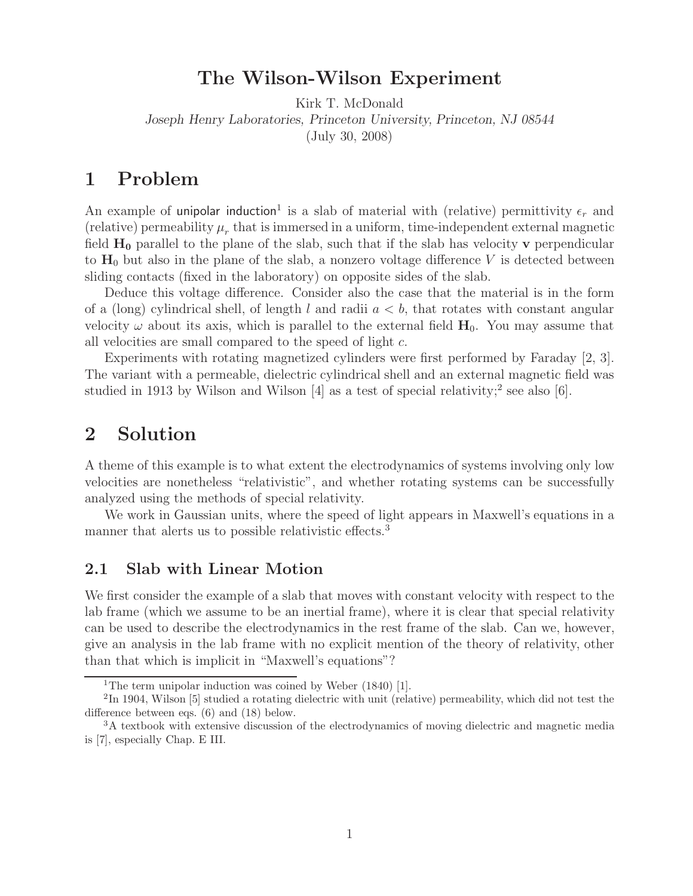# The Wilson-Wilson Experiment

Kirk T. McDonald
*Joseph Henry Laboratories, Princeton University, Princeton, NJ 08544*
(July 30, 2008)

## 1 Problem

An example of unipolar induction[1] is a slab of material with (relative) permittivity $\epsilon_r$ and (relative) permeability $\mu_r$ that is immersed in a uniform, time-independent external magnetic field $\mathbf{H_0}$ parallel to the plane of the slab, such that if the slab has velocity $\mathbf{v}$ perpendicular to $\mathbf{H}_0$ but also in the plane of the slab, a nonzero voltage difference $V$ is detected between sliding contacts (fixed in the laboratory) on opposite sides of the slab.

Deduce this voltage difference. Consider also the case that the material is in the form of a (long) cylindrical shell, of length $l$ and radii $a < b$, that rotates with constant angular velocity $\omega$ about its axis, which is parallel to the external field $\mathbf{H}_0$. You may assume that all velocities are small compared to the speed of light $c$.

Experiments with rotating magnetized cylinders were first performed by Faraday [2, 3]. The variant with a permeable, dielectric cylindrical shell and an external magnetic field was studied in 1913 by Wilson and Wilson [4] as a test of special relativity;[2] see also [6].

## 2 Solution

A theme of this example is to what extent the electrodynamics of systems involving only low velocities are nonetheless "relativistic", and whether rotating systems can be successfully analyzed using the methods of special relativity.

We work in Gaussian units, where the speed of light appears in Maxwell's equations in a manner that alerts us to possible relativistic effects.[3]

### 2.1 Slab with Linear Motion

We first consider the example of a slab that moves with constant velocity with respect to the lab frame (which we assume to be an inertial frame), where it is clear that special relativity can be used to describe the electrodynamics in the rest frame of the slab. Can we, however, give an analysis in the lab frame with no explicit mention of the theory of relativity, other than that which is implicit in "Maxwell's equations"?

---

[1] The term unipolar induction was coined by Weber (1840) [1].

[2] In 1904, Wilson [5] studied a rotating dielectric with unit (relative) permeability, which did not test the difference between eqs. (6) and (18) below.

[3] A textbook with extensive discussion of the electrodynamics of moving dielectric and magnetic media is [7], especially Chap. E III.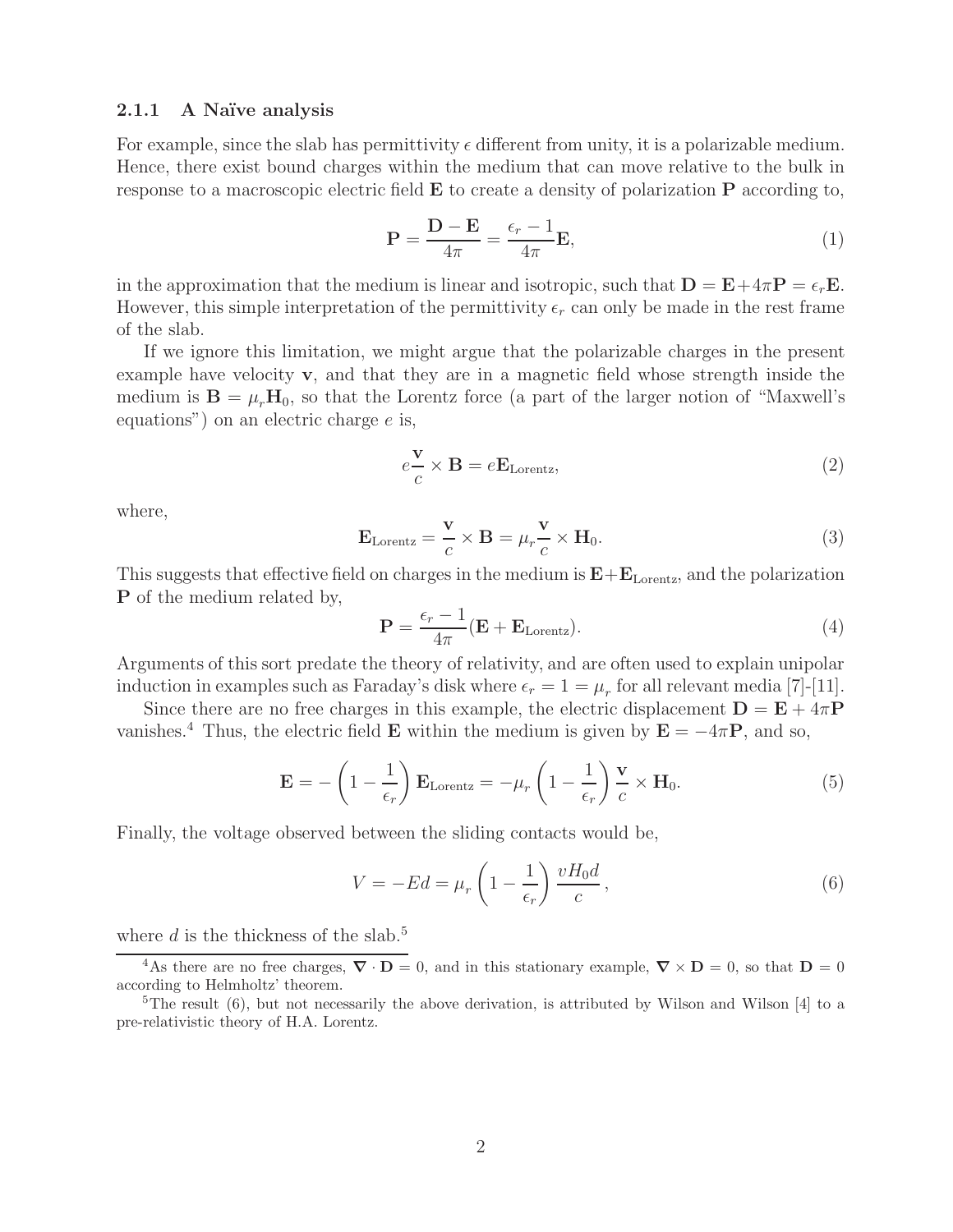### 2.1.1 A Naïve analysis

For example, since the slab has permittivity $\epsilon$ different from unity, it is a polarizable medium. Hence, there exist bound charges within the medium that can move relative to the bulk in response to a macroscopic electric field $\mathbf{E}$ to create a density of polarization $\mathbf{P}$ according to,

$$\mathbf{P} = \frac{\mathbf{D} - \mathbf{E}}{4\pi} = \frac{\epsilon_r - 1}{4\pi}\mathbf{E}, \tag{1}$$

in the approximation that the medium is linear and isotropic, such that $\mathbf{D} = \mathbf{E} + 4\pi\mathbf{P} = \epsilon_r \mathbf{E}$. However, this simple interpretation of the permittivity $\epsilon_r$ can only be made in the rest frame of the slab.

If we ignore this limitation, we might argue that the polarizable charges in the present example have velocity $\mathbf{v}$, and that they are in a magnetic field whose strength inside the medium is $\mathbf{B} = \mu_r \mathbf{H}_0$, so that the Lorentz force (a part of the larger notion of "Maxwell's equations") on an electric charge $e$ is,

$$e\frac{\mathbf{v}}{c} \times \mathbf{B} = e\mathbf{E}_{\mathrm{Lorentz}}, \tag{2}$$

where,

$$\mathbf{E}_{\mathrm{Lorentz}} = \frac{\mathbf{v}}{c} \times \mathbf{B} = \mu_r \frac{\mathbf{v}}{c} \times \mathbf{H}_0. \tag{3}$$

This suggests that effective field on charges in the medium is $\mathbf{E} + \mathbf{E}_{\mathrm{Lorentz}}$, and the polarization $\mathbf{P}$ of the medium related by,

$$\mathbf{P} = \frac{\epsilon_r - 1}{4\pi}(\mathbf{E} + \mathbf{E}_{\mathrm{Lorentz}}). \tag{4}$$

Arguments of this sort predate the theory of relativity, and are often used to explain unipolar induction in examples such as Faraday's disk where $\epsilon_r = 1 = \mu_r$ for all relevant media [7]-[11].

Since there are no free charges in this example, the electric displacement $\mathbf{D} = \mathbf{E} + 4\pi\mathbf{P}$ vanishes.[4] Thus, the electric field $\mathbf{E}$ within the medium is given by $\mathbf{E} = -4\pi\mathbf{P}$, and so,

$$\mathbf{E} = -\left(1 - \frac{1}{\epsilon_r}\right)\mathbf{E}_{\mathrm{Lorentz}} = -\mu_r \left(1 - \frac{1}{\epsilon_r}\right)\frac{\mathbf{v}}{c} \times \mathbf{H}_0. \tag{5}$$

Finally, the voltage observed between the sliding contacts would be,

$$V = -Ed = \mu_r \left(1 - \frac{1}{\epsilon_r}\right)\frac{vH_0 d}{c}, \tag{6}$$

where $d$ is the thickness of the slab.[5]

---

[4] As there are no free charges, $\nabla \cdot \mathbf{D} = 0$, and in this stationary example, $\nabla \times \mathbf{D} = 0$, so that $\mathbf{D} = 0$ according to Helmholtz' theorem.

[5] The result (6), but not necessarily the above derivation, is attributed by Wilson and Wilson [4] to a pre-relativistic theory of H.A. Lorentz.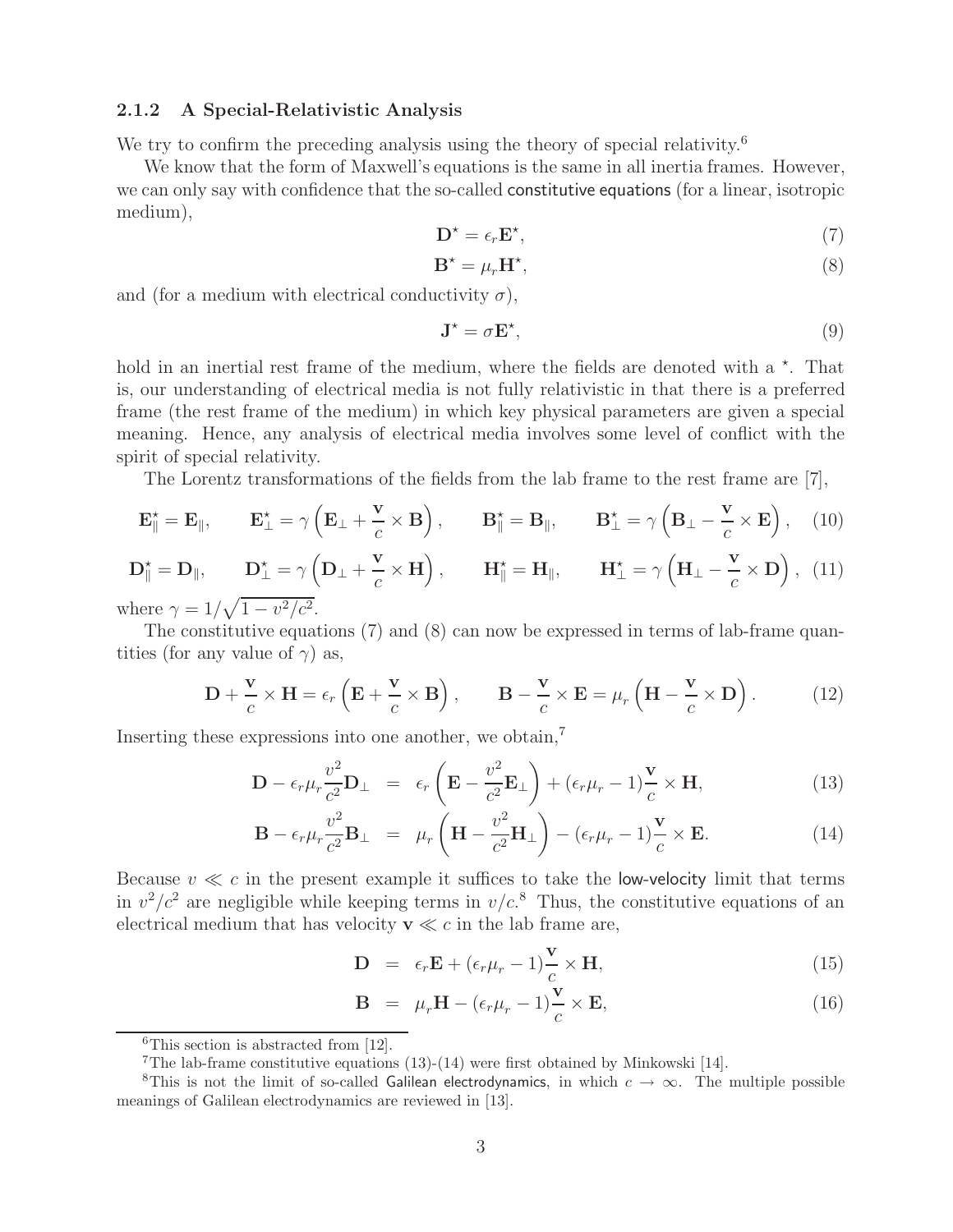### 2.1.2 A Special-Relativistic Analysis

We try to confirm the preceding analysis using the theory of special relativity.[6]

We know that the form of Maxwell's equations is the same in all inertia frames. However, we can only say with confidence that the so-called constitutive equations (for a linear, isotropic medium),

$$\mathbf{D}^\star = \epsilon_r \mathbf{E}^\star, \tag{7}$$

$$\mathbf{B}^\star = \mu_r \mathbf{H}^\star, \tag{8}$$

and (for a medium with electrical conductivity $\sigma$),

$$\mathbf{J}^\star = \sigma \mathbf{E}^\star, \tag{9}$$

hold in an inertial rest frame of the medium, where the fields are denoted with a $\star$. That is, our understanding of electrical media is not fully relativistic in that there is a preferred frame (the rest frame of the medium) in which key physical parameters are given a special meaning. Hence, any analysis of electrical media involves some level of conflict with the spirit of special relativity.

The Lorentz transformations of the fields from the lab frame to the rest frame are [7],

$$\mathbf{E}^\star_\parallel = \mathbf{E}_\parallel, \qquad \mathbf{E}^\star_\perp = \gamma\left(\mathbf{E}_\perp + \frac{\mathbf{v}}{c} \times \mathbf{B}\right), \qquad \mathbf{B}^\star_\parallel = \mathbf{B}_\parallel, \qquad \mathbf{B}^\star_\perp = \gamma\left(\mathbf{B}_\perp - \frac{\mathbf{v}}{c} \times \mathbf{E}\right), \tag{10}$$

$$\mathbf{D}^\star_\parallel = \mathbf{D}_\parallel, \qquad \mathbf{D}^\star_\perp = \gamma\left(\mathbf{D}_\perp + \frac{\mathbf{v}}{c} \times \mathbf{H}\right), \qquad \mathbf{H}^\star_\parallel = \mathbf{H}_\parallel, \qquad \mathbf{H}^\star_\perp = \gamma\left(\mathbf{H}_\perp - \frac{\mathbf{v}}{c} \times \mathbf{D}\right), \tag{11}$$

where $\gamma = 1/\sqrt{1 - v^2/c^2}$.

The constitutive equations (7) and (8) can now be expressed in terms of lab-frame quantities (for any value of $\gamma$) as,

$$\mathbf{D} + \frac{\mathbf{v}}{c} \times \mathbf{H} = \epsilon_r\left(\mathbf{E} + \frac{\mathbf{v}}{c} \times \mathbf{B}\right), \qquad \mathbf{B} - \frac{\mathbf{v}}{c} \times \mathbf{E} = \mu_r\left(\mathbf{H} - \frac{\mathbf{v}}{c} \times \mathbf{D}\right). \tag{12}$$

Inserting these expressions into one another, we obtain,[7]

$$\mathbf{D} - \epsilon_r \mu_r \frac{v^2}{c^2}\mathbf{D}_\perp = \epsilon_r\left(\mathbf{E} - \frac{v^2}{c^2}\mathbf{E}_\perp\right) + (\epsilon_r\mu_r - 1)\frac{\mathbf{v}}{c} \times \mathbf{H}, \tag{13}$$

$$\mathbf{B} - \epsilon_r \mu_r \frac{v^2}{c^2}\mathbf{B}_\perp = \mu_r\left(\mathbf{H} - \frac{v^2}{c^2}\mathbf{H}_\perp\right) - (\epsilon_r\mu_r - 1)\frac{\mathbf{v}}{c} \times \mathbf{E}. \tag{14}$$

Because $v \ll c$ in the present example it suffices to take the low-velocity limit that terms in $v^2/c^2$ are negligible while keeping terms in $v/c$.[8] Thus, the constitutive equations of an electrical medium that has velocity $\mathbf{v} \ll c$ in the lab frame are,

$$\mathbf{D} = \epsilon_r \mathbf{E} + (\epsilon_r\mu_r - 1)\frac{\mathbf{v}}{c} \times \mathbf{H}, \tag{15}$$

$$\mathbf{B} = \mu_r \mathbf{H} - (\epsilon_r\mu_r - 1)\frac{\mathbf{v}}{c} \times \mathbf{E}, \tag{16}$$

---

[6] This section is abstracted from [12].

[7] The lab-frame constitutive equations (13)-(14) were first obtained by Minkowski [14].

[8] This is not the limit of so-called Galilean electrodynamics, in which $c \to \infty$. The multiple possible meanings of Galilean electrodynamics are reviewed in [13].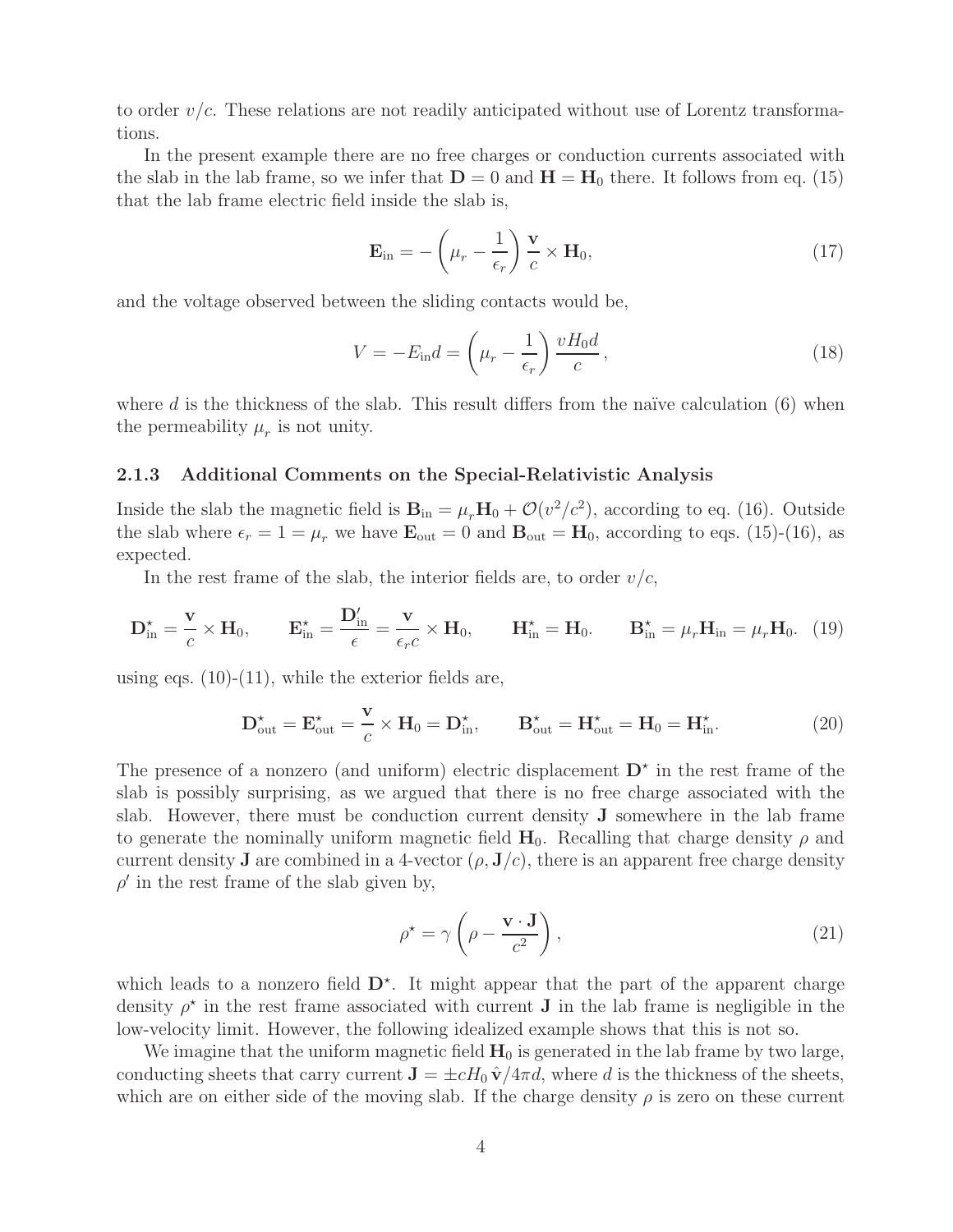to order $v/c$. These relations are not readily anticipated without use of Lorentz transformations.

In the present example there are no free charges or conduction currents associated with the slab in the lab frame, so we infer that $\mathbf{D} = 0$ and $\mathbf{H} = \mathbf{H}_0$ there. It follows from eq. (15) that the lab frame electric field inside the slab is,

$$\mathbf{E}_{\rm in} = -\left(\mu_r - \frac{1}{\epsilon_r}\right) \frac{\mathbf{v}}{c} \times \mathbf{H}_0, \tag{17}$$

and the voltage observed between the sliding contacts would be,

$$V = -E_{\rm in} d = \left(\mu_r - \frac{1}{\epsilon_r}\right) \frac{v H_0 d}{c}, \tag{18}$$

where $d$ is the thickness of the slab. This result differs from the naïve calculation (6) when the permeability $\mu_r$ is not unity.

### 2.1.3 Additional Comments on the Special-Relativistic Analysis

Inside the slab the magnetic field is $\mathbf{B}_{\rm in} = \mu_r \mathbf{H}_0 + \mathcal{O}(v^2/c^2)$, according to eq. (16). Outside the slab where $\epsilon_r = 1 = \mu_r$ we have $\mathbf{E}_{\rm out} = 0$ and $\mathbf{B}_{\rm out} = \mathbf{H}_0$, according to eqs. (15)-(16), as expected.

In the rest frame of the slab, the interior fields are, to order $v/c$,

$$\mathbf{D}^\star_{\rm in} = \frac{\mathbf{v}}{c} \times \mathbf{H}_0, \qquad \mathbf{E}^\star_{\rm in} = \frac{\mathbf{D}'_{\rm in}}{\epsilon} = \frac{\mathbf{v}}{\epsilon_r c} \times \mathbf{H}_0, \qquad \mathbf{H}^\star_{\rm in} = \mathbf{H}_0. \qquad \mathbf{B}^\star_{\rm in} = \mu_r \mathbf{H}_{\rm in} = \mu_r \mathbf{H}_0. \tag{19}$$

using eqs. (10)-(11), while the exterior fields are,

$$\mathbf{D}^\star_{\rm out} = \mathbf{E}^\star_{\rm out} = \frac{\mathbf{v}}{c} \times \mathbf{H}_0 = \mathbf{D}^\star_{\rm in}, \qquad \mathbf{B}^\star_{\rm out} = \mathbf{H}^\star_{\rm out} = \mathbf{H}_0 = \mathbf{H}^\star_{\rm in}. \tag{20}$$

The presence of a nonzero (and uniform) electric displacement $\mathbf{D}^\star$ in the rest frame of the slab is possibly surprising, as we argued that there is no free charge associated with the slab. However, there must be conduction current density $\mathbf{J}$ somewhere in the lab frame to generate the nominally uniform magnetic field $\mathbf{H}_0$. Recalling that charge density $\rho$ and current density $\mathbf{J}$ are combined in a 4-vector $(\rho, \mathbf{J}/c)$, there is an apparent free charge density $\rho'$ in the rest frame of the slab given by,

$$\rho^\star = \gamma \left(\rho - \frac{\mathbf{v} \cdot \mathbf{J}}{c^2}\right), \tag{21}$$

which leads to a nonzero field $\mathbf{D}^\star$. It might appear that the part of the apparent charge density $\rho^\star$ in the rest frame associated with current $\mathbf{J}$ in the lab frame is negligible in the low-velocity limit. However, the following idealized example shows that this is not so.

We imagine that the uniform magnetic field $\mathbf{H}_0$ is generated in the lab frame by two large, conducting sheets that carry current $\mathbf{J} = \pm c H_0 \, \hat{\mathbf{v}} / 4\pi d$, where $d$ is the thickness of the sheets, which are on either side of the moving slab. If the charge density $\rho$ is zero on these current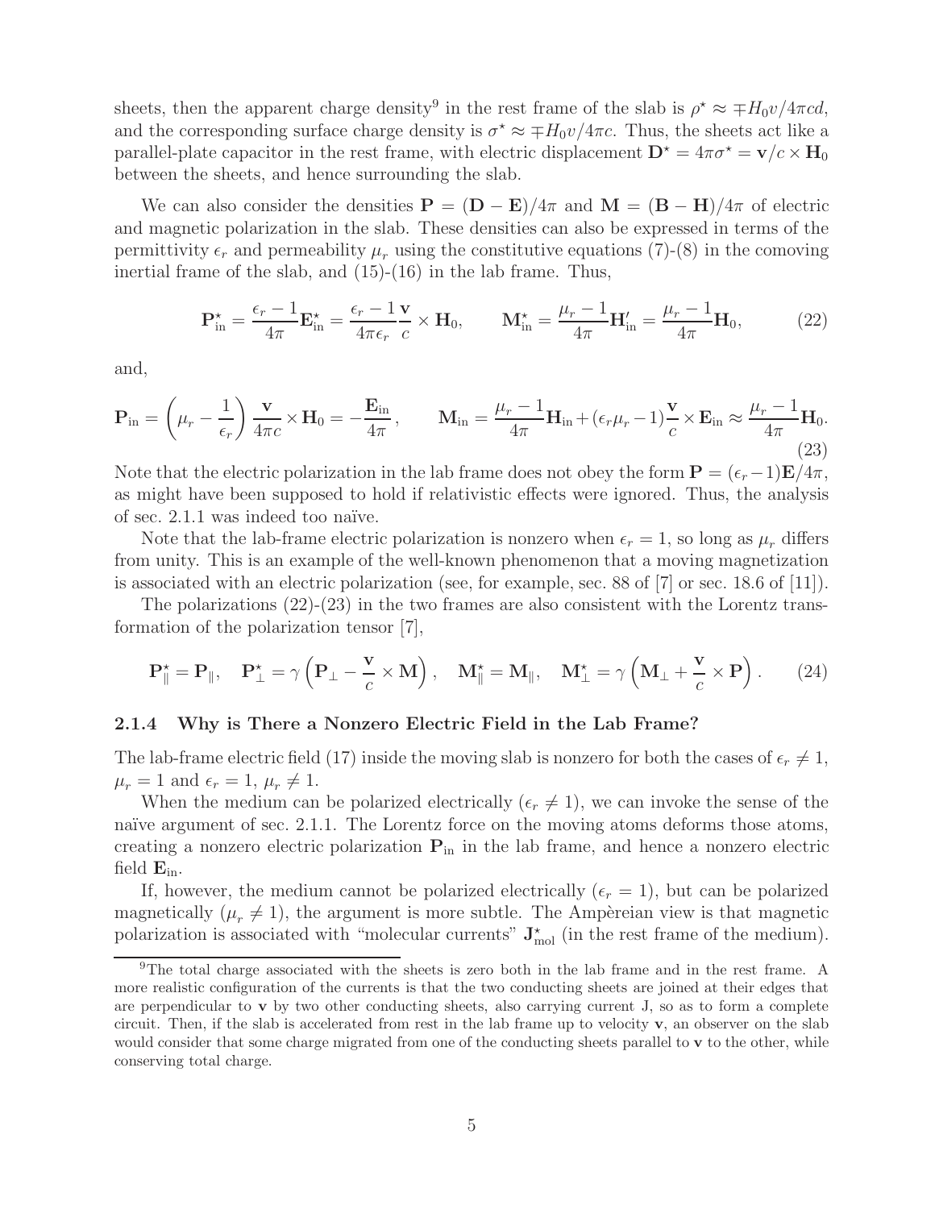sheets, then the apparent charge density[9] in the rest frame of the slab is $\rho^\star \approx \mp H_0 v/4\pi c d$, and the corresponding surface charge density is $\sigma^\star \approx \mp H_0 v/4\pi c$. Thus, the sheets act like a parallel-plate capacitor in the rest frame, with electric displacement $\mathbf{D}^\star = 4\pi\sigma^\star = \mathbf{v}/c \times \mathbf{H}_0$ between the sheets, and hence surrounding the slab.

We can also consider the densities $\mathbf{P} = (\mathbf{D} - \mathbf{E})/4\pi$ and $\mathbf{M} = (\mathbf{B} - \mathbf{H})/4\pi$ of electric and magnetic polarization in the slab. These densities can also be expressed in terms of the permittivity $\epsilon_r$ and permeability $\mu_r$ using the constitutive equations (7)-(8) in the comoving inertial frame of the slab, and (15)-(16) in the lab frame. Thus,

$$\mathbf{P}^\star_{\rm in} = \frac{\epsilon_r - 1}{4\pi}\mathbf{E}^\star_{\rm in} = \frac{\epsilon_r - 1}{4\pi\epsilon_r}\frac{\mathbf{v}}{c} \times \mathbf{H}_0, \qquad \mathbf{M}^\star_{\rm in} = \frac{\mu_r - 1}{4\pi}\mathbf{H}'_{\rm in} = \frac{\mu_r - 1}{4\pi}\mathbf{H}_0, \tag{22}$$

and,

$$\mathbf{P}_{\rm in} = \left(\mu_r - \frac{1}{\epsilon_r}\right)\frac{\mathbf{v}}{4\pi c} \times \mathbf{H}_0 = -\frac{\mathbf{E}_{\rm in}}{4\pi}, \qquad \mathbf{M}_{\rm in} = \frac{\mu_r - 1}{4\pi}\mathbf{H}_{\rm in} + (\epsilon_r\mu_r - 1)\frac{\mathbf{v}}{c} \times \mathbf{E}_{\rm in} \approx \frac{\mu_r - 1}{4\pi}\mathbf{H}_0. \tag{23}$$

Note that the electric polarization in the lab frame does not obey the form $\mathbf{P} = (\epsilon_r - 1)\mathbf{E}/4\pi$, as might have been supposed to hold if relativistic effects were ignored. Thus, the analysis of sec. 2.1.1 was indeed too naïve.

Note that the lab-frame electric polarization is nonzero when $\epsilon_r = 1$, so long as $\mu_r$ differs from unity. This is an example of the well-known phenomenon that a moving magnetization is associated with an electric polarization (see, for example, sec. 88 of [7] or sec. 18.6 of [11]).

The polarizations (22)-(23) in the two frames are also consistent with the Lorentz transformation of the polarization tensor [7],

$$\mathbf{P}^\star_\parallel = \mathbf{P}_\parallel, \quad \mathbf{P}^\star_\perp = \gamma\left(\mathbf{P}_\perp - \frac{\mathbf{v}}{c} \times \mathbf{M}\right), \quad \mathbf{M}^\star_\parallel = \mathbf{M}_\parallel, \quad \mathbf{M}^\star_\perp = \gamma\left(\mathbf{M}_\perp + \frac{\mathbf{v}}{c} \times \mathbf{P}\right). \tag{24}$$

#### 2.1.4 Why is There a Nonzero Electric Field in the Lab Frame?

The lab-frame electric field (17) inside the moving slab is nonzero for both the cases of $\epsilon_r \neq 1$, $\mu_r = 1$ and $\epsilon_r = 1$, $\mu_r \neq 1$.

When the medium can be polarized electrically ($\epsilon_r \neq 1$), we can invoke the sense of the naïve argument of sec. 2.1.1. The Lorentz force on the moving atoms deforms those atoms, creating a nonzero electric polarization $\mathbf{P}_{\rm in}$ in the lab frame, and hence a nonzero electric field $\mathbf{E}_{\rm in}$.

If, however, the medium cannot be polarized electrically ($\epsilon_r = 1$), but can be polarized magnetically ($\mu_r \neq 1$), the argument is more subtle. The Ampèreian view is that magnetic polarization is associated with "molecular currents" $\mathbf{J}^\star_{\rm mol}$ (in the rest frame of the medium).

[9] The total charge associated with the sheets is zero both in the lab frame and in the rest frame. A more realistic configuration of the currents is that the two conducting sheets are joined at their edges that are perpendicular to $\mathbf{v}$ by two other conducting sheets, also carrying current J, so as to form a complete circuit. Then, if the slab is accelerated from rest in the lab frame up to velocity $\mathbf{v}$, an observer on the slab would consider that some charge migrated from one of the conducting sheets parallel to $\mathbf{v}$ to the other, while conserving total charge.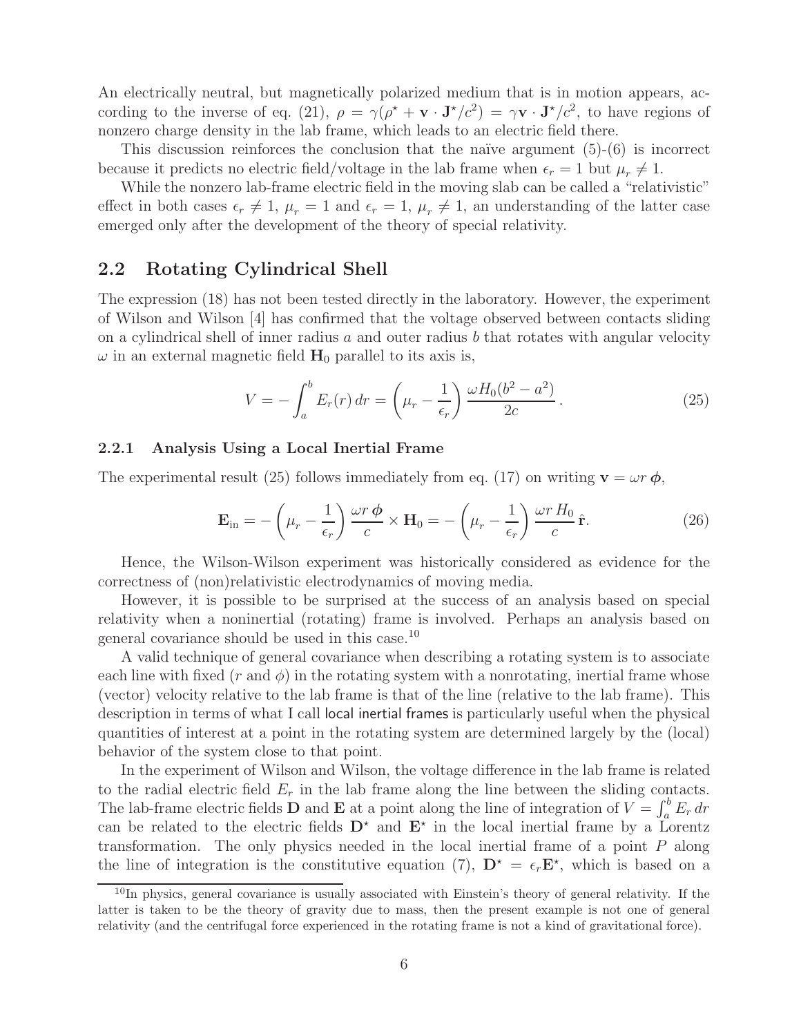An electrically neutral, but magnetically polarized medium that is in motion appears, according to the inverse of eq. (21), $\rho = \gamma(\rho^\star + \mathbf{v}\cdot\mathbf{J}^\star/c^2) = \gamma\mathbf{v}\cdot\mathbf{J}^\star/c^2$, to have regions of nonzero charge density in the lab frame, which leads to an electric field there.

This discussion reinforces the conclusion that the naïve argument (5)-(6) is incorrect because it predicts no electric field/voltage in the lab frame when $\epsilon_r = 1$ but $\mu_r \neq 1$.

While the nonzero lab-frame electric field in the moving slab can be called a "relativistic" effect in both cases $\epsilon_r \neq 1$, $\mu_r = 1$ and $\epsilon_r = 1$, $\mu_r \neq 1$, an understanding of the latter case emerged only after the development of the theory of special relativity.

## 2.2 Rotating Cylindrical Shell

The expression (18) has not been tested directly in the laboratory. However, the experiment of Wilson and Wilson [4] has confirmed that the voltage observed between contacts sliding on a cylindrical shell of inner radius $a$ and outer radius $b$ that rotates with angular velocity $\omega$ in an external magnetic field $\mathbf{H}_0$ parallel to its axis is,

$$V = -\int_a^b E_r(r)\,dr = \left(\mu_r - \frac{1}{\epsilon_r}\right)\frac{\omega H_0(b^2 - a^2)}{2c}\,. \tag{25}$$

### 2.2.1 Analysis Using a Local Inertial Frame

The experimental result (25) follows immediately from eq. (17) on writing $\mathbf{v} = \omega r\,\boldsymbol{\phi}$,

$$\mathbf{E}_{\rm in} = -\left(\mu_r - \frac{1}{\epsilon_r}\right)\frac{\omega r\,\boldsymbol{\phi}}{c}\times\mathbf{H}_0 = -\left(\mu_r - \frac{1}{\epsilon_r}\right)\frac{\omega r\,H_0}{c}\,\hat{\mathbf{r}}. \tag{26}$$

Hence, the Wilson-Wilson experiment was historically considered as evidence for the correctness of (non)relativistic electrodynamics of moving media.

However, it is possible to be surprised at the success of an analysis based on special relativity when a noninertial (rotating) frame is involved. Perhaps an analysis based on general covariance should be used in this case.[10]

A valid technique of general covariance when describing a rotating system is to associate each line with fixed ($r$ and $\phi$) in the rotating system with a nonrotating, inertial frame whose (vector) velocity relative to the lab frame is that of the line (relative to the lab frame). This description in terms of what I call local inertial frames is particularly useful when the physical quantities of interest at a point in the rotating system are determined largely by the (local) behavior of the system close to that point.

In the experiment of Wilson and Wilson, the voltage difference in the lab frame is related to the radial electric field $E_r$ in the lab frame along the line between the sliding contacts. The lab-frame electric fields $\mathbf{D}$ and $\mathbf{E}$ at a point along the line of integration of $V = \int_a^b E_r\,dr$ can be related to the electric fields $\mathbf{D}^\star$ and $\mathbf{E}^\star$ in the local inertial frame by a Lorentz transformation. The only physics needed in the local inertial frame of a point $P$ along the line of integration is the constitutive equation (7), $\mathbf{D}^\star = \epsilon_r\mathbf{E}^\star$, which is based on a

[10] In physics, general covariance is usually associated with Einstein's theory of general relativity. If the latter is taken to be the theory of gravity due to mass, then the present example is not one of general relativity (and the centrifugal force experienced in the rotating frame is not a kind of gravitational force).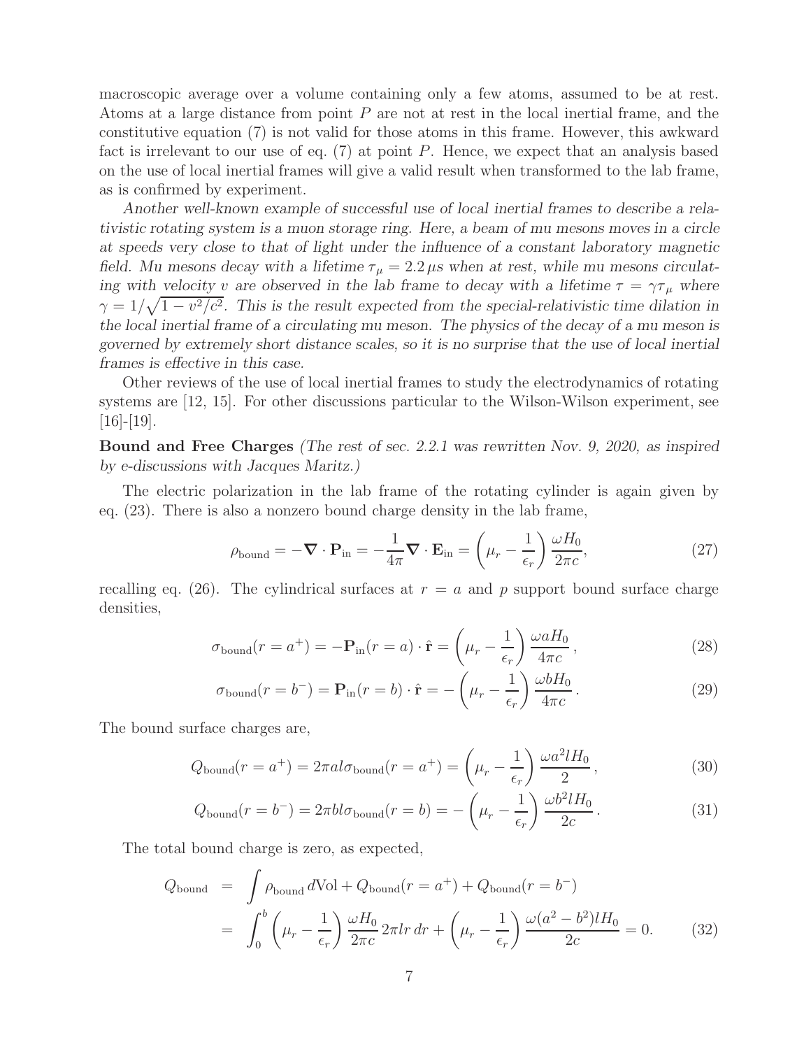macroscopic average over a volume containing only a few atoms, assumed to be at rest. Atoms at a large distance from point $P$ are not at rest in the local inertial frame, and the constitutive equation (7) is not valid for those atoms in this frame. However, this awkward fact is irrelevant to our use of eq. (7) at point $P$. Hence, we expect that an analysis based on the use of local inertial frames will give a valid result when transformed to the lab frame, as is confirmed by experiment.

*Another well-known example of successful use of local inertial frames to describe a relativistic rotating system is a muon storage ring. Here, a beam of mu mesons moves in a circle at speeds very close to that of light under the influence of a constant laboratory magnetic field. Mu mesons decay with a lifetime $\tau_\mu = 2.2\,\mu$s when at rest, while mu mesons circulating with velocity $v$ are observed in the lab frame to decay with a lifetime $\tau = \gamma\tau_\mu$ where $\gamma = 1/\sqrt{1 - v^2/c^2}$. This is the result expected from the special-relativistic time dilation in the local inertial frame of a circulating mu meson. The physics of the decay of a mu meson is governed by extremely short distance scales, so it is no surprise that the use of local inertial frames is effective in this case.*

Other reviews of the use of local inertial frames to study the electrodynamics of rotating systems are [12, 15]. For other discussions particular to the Wilson-Wilson experiment, see [16]-[19].

**Bound and Free Charges** *(The rest of sec. 2.2.1 was rewritten Nov. 9, 2020, as inspired by e-discussions with Jacques Maritz.)*

The electric polarization in the lab frame of the rotating cylinder is again given by eq. (23). There is also a nonzero bound charge density in the lab frame,

$$\rho_{\rm bound} = -\boldsymbol{\nabla} \cdot \mathbf{P}_{\rm in} = -\frac{1}{4\pi} \boldsymbol{\nabla} \cdot \mathbf{E}_{\rm in} = \left(\mu_r - \frac{1}{\epsilon_r}\right) \frac{\omega H_0}{2\pi c}, \tag{27}$$

recalling eq. (26). The cylindrical surfaces at $r = a$ and $p$ support bound surface charge densities,

$$\sigma_{\rm bound}(r = a^+) = -\mathbf{P}_{\rm in}(r = a) \cdot \hat{\mathbf{r}} = \left(\mu_r - \frac{1}{\epsilon_r}\right) \frac{\omega a H_0}{4\pi c}, \tag{28}$$

$$\sigma_{\rm bound}(r = b^-) = \mathbf{P}_{\rm in}(r = b) \cdot \hat{\mathbf{r}} = -\left(\mu_r - \frac{1}{\epsilon_r}\right) \frac{\omega b H_0}{4\pi c}. \tag{29}$$

The bound surface charges are,

$$Q_{\rm bound}(r = a^+) = 2\pi a l \sigma_{\rm bound}(r = a^+) = \left(\mu_r - \frac{1}{\epsilon_r}\right) \frac{\omega a^2 l H_0}{2}, \tag{30}$$

$$Q_{\rm bound}(r = b^-) = 2\pi b l \sigma_{\rm bound}(r = b) = -\left(\mu_r - \frac{1}{\epsilon_r}\right) \frac{\omega b^2 l H_0}{2c}. \tag{31}$$

The total bound charge is zero, as expected,

$$\begin{aligned} Q_{\rm bound} &= \int \rho_{\rm bound}\, d\mathrm{Vol} + Q_{\rm bound}(r = a^+) + Q_{\rm bound}(r = b^-) \\ &= \int_0^b \left(\mu_r - \frac{1}{\epsilon_r}\right) \frac{\omega H_0}{2\pi c}\, 2\pi l r\, dr + \left(\mu_r - \frac{1}{\epsilon_r}\right) \frac{\omega(a^2 - b^2) l H_0}{2c} = 0. \end{aligned} \tag{32}$$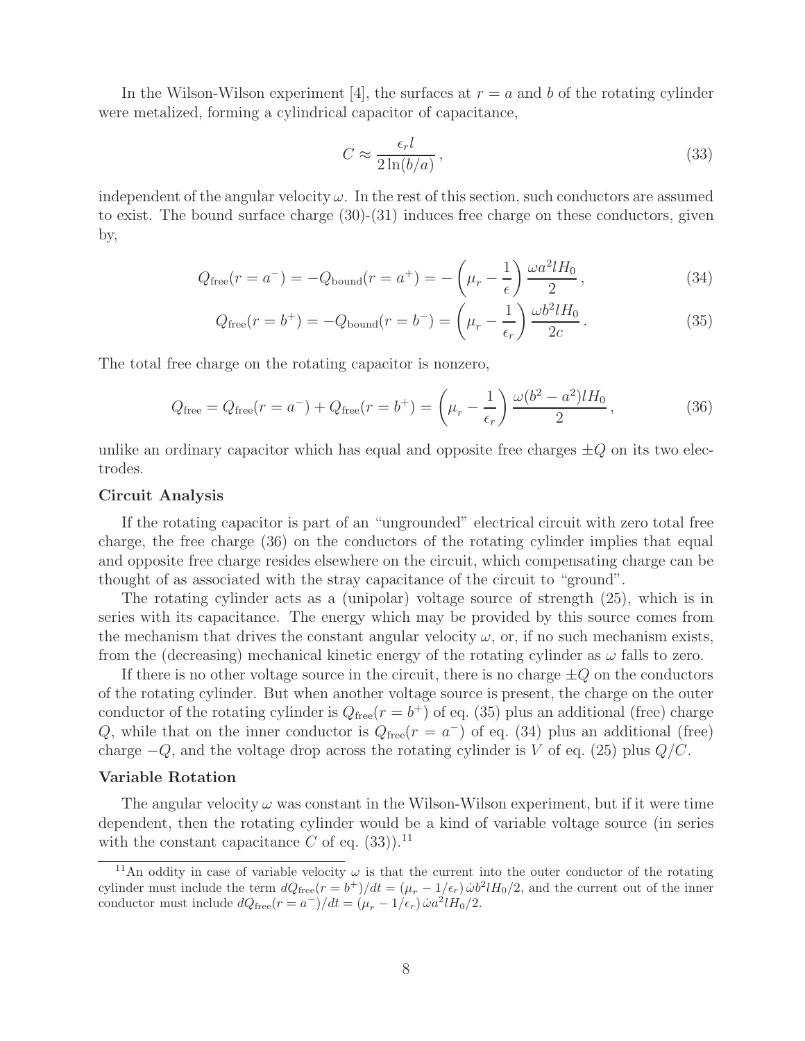In the Wilson-Wilson experiment [4], the surfaces at $r = a$ and $b$ of the rotating cylinder were metalized, forming a cylindrical capacitor of capacitance,

$$
C \approx \frac{\epsilon_r l}{2\ln(b/a)}\,, \tag{33}
$$

independent of the angular velocity $\omega$. In the rest of this section, such conductors are assumed to exist. The bound surface charge (30)-(31) induces free charge on these conductors, given by,

$$
Q_{\rm free}(r = a^-) = -Q_{\rm bound}(r = a^+) = -\left(\mu_r - \frac{1}{\epsilon}\right)\frac{\omega a^2 l H_0}{2}\,, \tag{34}
$$

$$
Q_{\rm free}(r = b^+) = -Q_{\rm bound}(r = b^-) = \left(\mu_r - \frac{1}{\epsilon_r}\right)\frac{\omega b^2 l H_0}{2c}\,. \tag{35}
$$

The total free charge on the rotating capacitor is nonzero,

$$
Q_{\rm free} = Q_{\rm free}(r = a^-) + Q_{\rm free}(r = b^+) = \left(\mu_r - \frac{1}{\epsilon_r}\right)\frac{\omega(b^2 - a^2) l H_0}{2}\,, \tag{36}
$$

unlike an ordinary capacitor which has equal and opposite free charges $\pm Q$ on its two electrodes.

### Circuit Analysis

If the rotating capacitor is part of an "ungrounded" electrical circuit with zero total free charge, the free charge (36) on the conductors of the rotating cylinder implies that equal and opposite free charge resides elsewhere on the circuit, which compensating charge can be thought of as associated with the stray capacitance of the circuit to "ground".

The rotating cylinder acts as a (unipolar) voltage source of strength (25), which is in series with its capacitance. The energy which may be provided by this source comes from the mechanism that drives the constant angular velocity $\omega$, or, if no such mechanism exists, from the (decreasing) mechanical kinetic energy of the rotating cylinder as $\omega$ falls to zero.

If there is no other voltage source in the circuit, there is no charge $\pm Q$ on the conductors of the rotating cylinder. But when another voltage source is present, the charge on the outer conductor of the rotating cylinder is $Q_{\rm free}(r = b^+)$ of eq. (35) plus an additional (free) charge $Q$, while that on the inner conductor is $Q_{\rm free}(r = a^-)$ of eq. (34) plus an additional (free) charge $-Q$, and the voltage drop across the rotating cylinder is $V$ of eq. (25) plus $Q/C$.

### Variable Rotation

The angular velocity $\omega$ was constant in the Wilson-Wilson experiment, but if it were time dependent, then the rotating cylinder would be a kind of variable voltage source (in series with the constant capacitance $C$ of eq. (33)).[11]

[11] An oddity in case of variable velocity $\omega$ is that the current into the outer conductor of the rotating cylinder must include the term $dQ_{\rm free}(r = b^+)/dt = (\mu_r - 1/\epsilon_r)\,\dot\omega b^2 l H_0/2$, and the current out of the inner conductor must include $dQ_{\rm free}(r = a^-)/dt = (\mu_r - 1/\epsilon_r)\,\dot\omega a^2 l H_0/2$.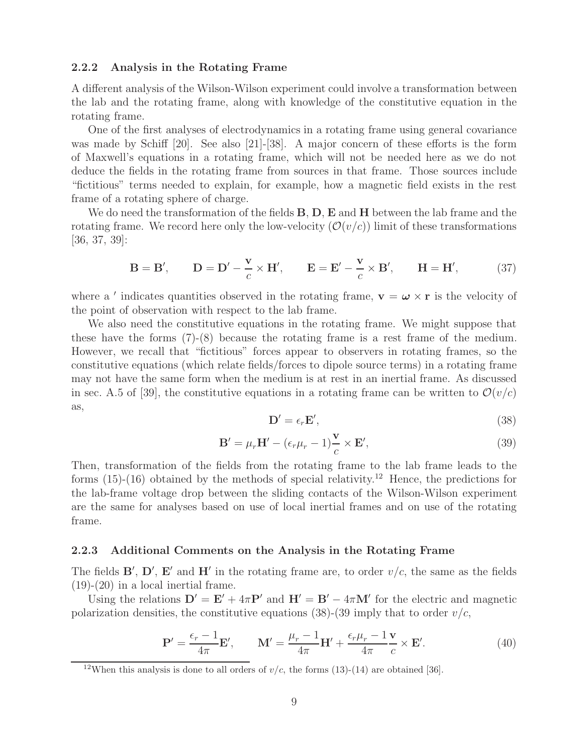### 2.2.2 Analysis in the Rotating Frame

A different analysis of the Wilson-Wilson experiment could involve a transformation between the lab and the rotating frame, along with knowledge of the constitutive equation in the rotating frame.

One of the first analyses of electrodynamics in a rotating frame using general covariance was made by Schiff [20]. See also [21]-[38]. A major concern of these efforts is the form of Maxwell's equations in a rotating frame, which will not be needed here as we do not deduce the fields in the rotating frame from sources in that frame. Those sources include "fictitious" terms needed to explain, for example, how a magnetic field exists in the rest frame of a rotating sphere of charge.

We do need the transformation of the fields $\mathbf{B}$, $\mathbf{D}$, $\mathbf{E}$ and $\mathbf{H}$ between the lab frame and the rotating frame. We record here only the low-velocity ($\mathcal{O}(v/c)$) limit of these transformations [36, 37, 39]:

$$\mathbf{B} = \mathbf{B}', \qquad \mathbf{D} = \mathbf{D}' - \frac{\mathbf{v}}{c} \times \mathbf{H}', \qquad \mathbf{E} = \mathbf{E}' - \frac{\mathbf{v}}{c} \times \mathbf{B}', \qquad \mathbf{H} = \mathbf{H}', \tag{37}$$

where a $'$ indicates quantities observed in the rotating frame, $\mathbf{v} = \boldsymbol{\omega} \times \mathbf{r}$ is the velocity of the point of observation with respect to the lab frame.

We also need the constitutive equations in the rotating frame. We might suppose that these have the forms (7)-(8) because the rotating frame is a rest frame of the medium. However, we recall that "fictitious" forces appear to observers in rotating frames, so the constitutive equations (which relate fields/forces to dipole source terms) in a rotating frame may not have the same form when the medium is at rest in an inertial frame. As discussed in sec. A.5 of [39], the constitutive equations in a rotating frame can be written to $\mathcal{O}(v/c)$ as,

$$\mathbf{D}' = \epsilon_r \mathbf{E}', \tag{38}$$

$$\mathbf{B}' = \mu_r \mathbf{H}' - (\epsilon_r \mu_r - 1)\frac{\mathbf{v}}{c} \times \mathbf{E}', \tag{39}$$

Then, transformation of the fields from the rotating frame to the lab frame leads to the forms (15)-(16) obtained by the methods of special relativity.[12] Hence, the predictions for the lab-frame voltage drop between the sliding contacts of the Wilson-Wilson experiment are the same for analyses based on use of local inertial frames and on use of the rotating frame.

### 2.2.3 Additional Comments on the Analysis in the Rotating Frame

The fields $\mathbf{B}'$, $\mathbf{D}'$, $\mathbf{E}'$ and $\mathbf{H}'$ in the rotating frame are, to order $v/c$, the same as the fields (19)-(20) in a local inertial frame.

Using the relations $\mathbf{D}' = \mathbf{E}' + 4\pi\mathbf{P}'$ and $\mathbf{H}' = \mathbf{B}' - 4\pi\mathbf{M}'$ for the electric and magnetic polarization densities, the constitutive equations (38)-(39 imply that to order $v/c$,

$$\mathbf{P}' = \frac{\epsilon_r - 1}{4\pi}\mathbf{E}', \qquad \mathbf{M}' = \frac{\mu_r - 1}{4\pi}\mathbf{H}' + \frac{\epsilon_r \mu_r - 1}{4\pi}\frac{\mathbf{v}}{c} \times \mathbf{E}'. \tag{40}$$

[12] When this analysis is done to all orders of $v/c$, the forms (13)-(14) are obtained [36].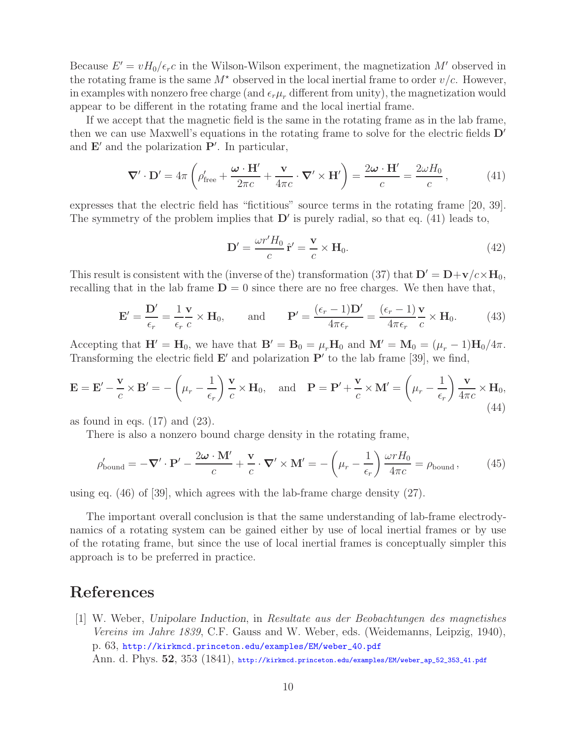Because $E' = vH_0/\epsilon_r c$ in the Wilson-Wilson experiment, the magnetization $M'$ observed in the rotating frame is the same $M^\star$ observed in the local inertial frame to order $v/c$. However, in examples with nonzero free charge (and $\epsilon_r \mu_r$ different from unity), the magnetization would appear to be different in the rotating frame and the local inertial frame.

If we accept that the magnetic field is the same in the rotating frame as in the lab frame, then we can use Maxwell's equations in the rotating frame to solve for the electric fields $\mathbf{D}'$ and $\mathbf{E}'$ and the polarization $\mathbf{P}'$. In particular,

$$\boldsymbol{\nabla}' \cdot \mathbf{D}' = 4\pi \left( \rho'_{\rm free} + \frac{\boldsymbol{\omega} \cdot \mathbf{H}'}{2\pi c} + \frac{\mathbf{v}}{4\pi c} \cdot \boldsymbol{\nabla}' \times \mathbf{H}' \right) = \frac{2\boldsymbol{\omega} \cdot \mathbf{H}'}{c} = \frac{2\omega H_0}{c}, \tag{41}$$

expresses that the electric field has "fictitious" source terms in the rotating frame [20, 39]. The symmetry of the problem implies that $\mathbf{D}'$ is purely radial, so that eq. (41) leads to,

$$\mathbf{D}' = \frac{\omega r' H_0}{c} \hat{\mathbf{r}}' = \frac{\mathbf{v}}{c} \times \mathbf{H}_0. \tag{42}$$

This result is consistent with the (inverse of the) transformation (37) that $\mathbf{D}' = \mathbf{D} + \mathbf{v}/c \times \mathbf{H}_0$, recalling that in the lab frame $\mathbf{D} = 0$ since there are no free charges. We then have that,

$$\mathbf{E}' = \frac{\mathbf{D}'}{\epsilon_r} = \frac{1}{\epsilon_r} \frac{\mathbf{v}}{c} \times \mathbf{H}_0, \qquad \text{and} \qquad \mathbf{P}' = \frac{(\epsilon_r - 1)\mathbf{D}'}{4\pi\epsilon_r} = \frac{(\epsilon_r - 1)}{4\pi\epsilon_r} \frac{\mathbf{v}}{c} \times \mathbf{H}_0. \tag{43}$$

Accepting that $\mathbf{H}' = \mathbf{H}_0$, we have that $\mathbf{B}' = \mathbf{B}_0 = \mu_r \mathbf{H}_0$ and $\mathbf{M}' = \mathbf{M}_0 = (\mu_r - 1)\mathbf{H}_0/4\pi$. Transforming the electric field $\mathbf{E}'$ and polarization $\mathbf{P}'$ to the lab frame [39], we find,

$$\mathbf{E} = \mathbf{E}' - \frac{\mathbf{v}}{c} \times \mathbf{B}' = -\left( \mu_r - \frac{1}{\epsilon_r} \right) \frac{\mathbf{v}}{c} \times \mathbf{H}_0, \quad \text{and} \quad \mathbf{P} = \mathbf{P}' + \frac{\mathbf{v}}{c} \times \mathbf{M}' = \left( \mu_r - \frac{1}{\epsilon_r} \right) \frac{\mathbf{v}}{4\pi c} \times \mathbf{H}_0, \tag{44}$$

as found in eqs. (17) and (23).

There is also a nonzero bound charge density in the rotating frame,

$$\rho'_{\rm bound} = -\boldsymbol{\nabla}' \cdot \mathbf{P}' - \frac{2\boldsymbol{\omega} \cdot \mathbf{M}'}{c} + \frac{\mathbf{v}}{c} \cdot \boldsymbol{\nabla}' \times \mathbf{M}' = -\left( \mu_r - \frac{1}{\epsilon_r} \right) \frac{\omega r H_0}{4\pi c} = \rho_{\rm bound}, \tag{45}$$

using eq. (46) of [39], which agrees with the lab-frame charge density (27).

The important overall conclusion is that the same understanding of lab-frame electrodynamics of a rotating system can be gained either by use of local inertial frames or by use of the rotating frame, but since the use of local inertial frames is conceptually simpler this approach is to be preferred in practice.

# References

[1] W. Weber, *Unipolare Induction*, in *Resultate aus der Beobachtungen des magnetishes Vereins im Jahre 1839*, C.F. Gauss and W. Weber, eds. (Weidemanns, Leipzig, 1940), p. 63, http://kirkmcd.princeton.edu/examples/EM/weber_40.pdf
Ann. d. Phys. **52**, 353 (1841), http://kirkmcd.princeton.edu/examples/EM/weber_ap_52_353_41.pdf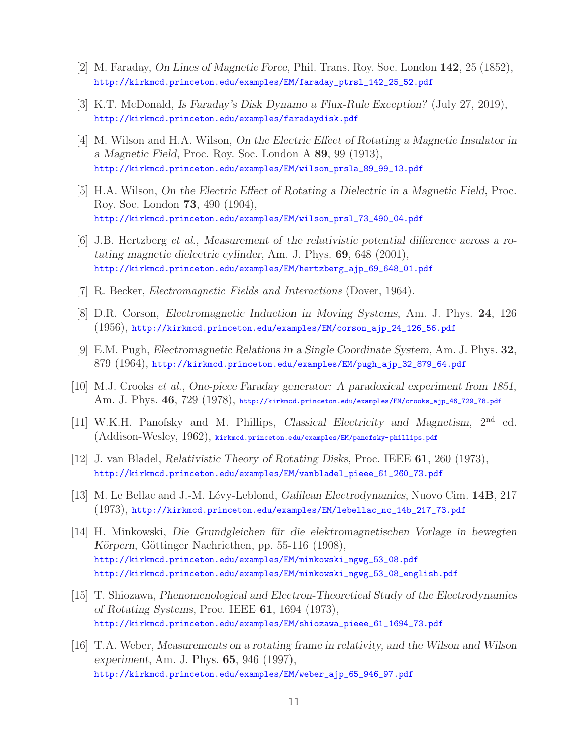[2] M. Faraday, *On Lines of Magnetic Force*, Phil. Trans. Roy. Soc. London **142**, 25 (1852), http://kirkmcd.princeton.edu/examples/EM/faraday_ptrsl_142_25_52.pdf

[3] K.T. McDonald, *Is Faraday's Disk Dynamo a Flux-Rule Exception?* (July 27, 2019), http://kirkmcd.princeton.edu/examples/faradaydisk.pdf

[4] M. Wilson and H.A. Wilson, *On the Electric Effect of Rotating a Magnetic Insulator in a Magnetic Field*, Proc. Roy. Soc. London A **89**, 99 (1913), http://kirkmcd.princeton.edu/examples/EM/wilson_prsla_89_99_13.pdf

[5] H.A. Wilson, *On the Electric Effect of Rotating a Dielectric in a Magnetic Field*, Proc. Roy. Soc. London **73**, 490 (1904), http://kirkmcd.princeton.edu/examples/EM/wilson_prsl_73_490_04.pdf

[6] J.B. Hertzberg *et al.*, *Measurement of the relativistic potential difference across a rotating magnetic dielectric cylinder*, Am. J. Phys. **69**, 648 (2001), http://kirkmcd.princeton.edu/examples/EM/hertzberg_ajp_69_648_01.pdf

[7] R. Becker, *Electromagnetic Fields and Interactions* (Dover, 1964).

[8] D.R. Corson, *Electromagnetic Induction in Moving Systems*, Am. J. Phys. **24**, 126 (1956), http://kirkmcd.princeton.edu/examples/EM/corson_ajp_24_126_56.pdf

[9] E.M. Pugh, *Electromagnetic Relations in a Single Coordinate System*, Am. J. Phys. **32**, 879 (1964), http://kirkmcd.princeton.edu/examples/EM/pugh_ajp_32_879_64.pdf

[10] M.J. Crooks *et al.*, *One-piece Faraday generator: A paradoxical experiment from 1851*, Am. J. Phys. **46**, 729 (1978), http://kirkmcd.princeton.edu/examples/EM/crooks_ajp_46_729_78.pdf

[11] W.K.H. Panofsky and M. Phillips, *Classical Electricity and Magnetism*, 2nd ed. (Addison-Wesley, 1962), kirkmcd.princeton.edu/examples/EM/panofsky-phillips.pdf

[12] J. van Bladel, *Relativistic Theory of Rotating Disks*, Proc. IEEE **61**, 260 (1973), http://kirkmcd.princeton.edu/examples/EM/vanbladel_pieee_61_260_73.pdf

[13] M. Le Bellac and J.-M. Lévy-Leblond, *Galilean Electrodynamics*, Nuovo Cim. **14B**, 217 (1973), http://kirkmcd.princeton.edu/examples/EM/lebellac_nc_14b_217_73.pdf

[14] H. Minkowski, *Die Grundgleichen für die elektromagnetischen Vorlage in bewegten Körpern*, Göttinger Nachricthen, pp. 55-116 (1908), http://kirkmcd.princeton.edu/examples/EM/minkowski_ngwg_53_08.pdf http://kirkmcd.princeton.edu/examples/EM/minkowski_ngwg_53_08_english.pdf

[15] T. Shiozawa, *Phenomenological and Electron-Theoretical Study of the Electrodynamics of Rotating Systems*, Proc. IEEE **61**, 1694 (1973), http://kirkmcd.princeton.edu/examples/EM/shiozawa_pieee_61_1694_73.pdf

[16] T.A. Weber, *Measurements on a rotating frame in relativity, and the Wilson and Wilson experiment*, Am. J. Phys. **65**, 946 (1997), http://kirkmcd.princeton.edu/examples/EM/weber_ajp_65_946_97.pdf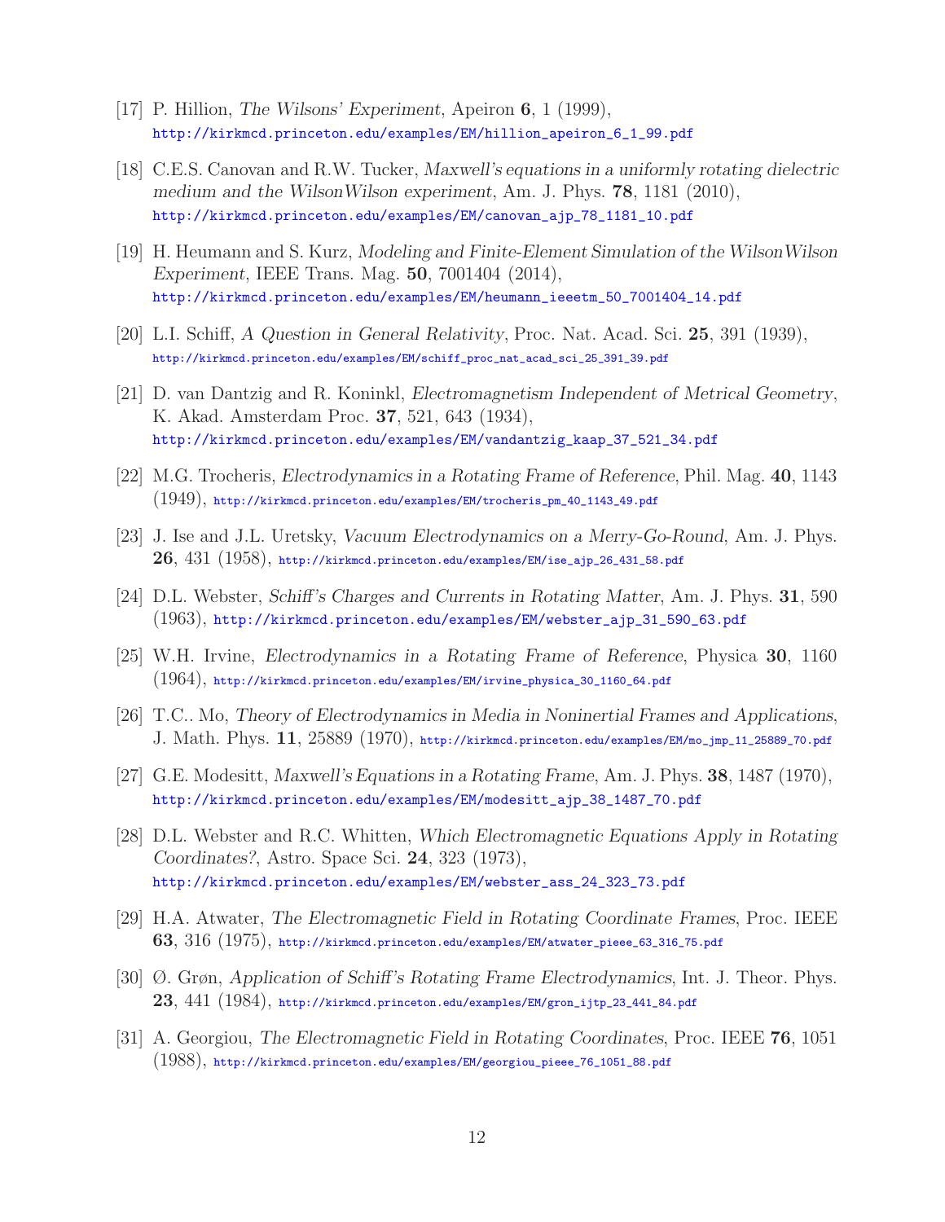[17] P. Hillion, *The Wilsons' Experiment*, Apeiron **6**, 1 (1999), http://kirkmcd.princeton.edu/examples/EM/hillion_apeiron_6_1_99.pdf

[18] C.E.S. Canovan and R.W. Tucker, *Maxwell's equations in a uniformly rotating dielectric medium and the WilsonWilson experiment*, Am. J. Phys. **78**, 1181 (2010), http://kirkmcd.princeton.edu/examples/EM/canovan_ajp_78_1181_10.pdf

[19] H. Heumann and S. Kurz, *Modeling and Finite-Element Simulation of the WilsonWilson Experiment*, IEEE Trans. Mag. **50**, 7001404 (2014), http://kirkmcd.princeton.edu/examples/EM/heumann_ieeetm_50_7001404_14.pdf

[20] L.I. Schiff, *A Question in General Relativity*, Proc. Nat. Acad. Sci. **25**, 391 (1939), http://kirkmcd.princeton.edu/examples/EM/schiff_proc_nat_acad_sci_25_391_39.pdf

[21] D. van Dantzig and R. Koninkl, *Electromagnetism Independent of Metrical Geometry*, K. Akad. Amsterdam Proc. **37**, 521, 643 (1934), http://kirkmcd.princeton.edu/examples/EM/vandantzig_kaap_37_521_34.pdf

[22] M.G. Trocheris, *Electrodynamics in a Rotating Frame of Reference*, Phil. Mag. **40**, 1143 (1949), http://kirkmcd.princeton.edu/examples/EM/trocheris_pm_40_1143_49.pdf

[23] J. Ise and J.L. Uretsky, *Vacuum Electrodynamics on a Merry-Go-Round*, Am. J. Phys. **26**, 431 (1958), http://kirkmcd.princeton.edu/examples/EM/ise_ajp_26_431_58.pdf

[24] D.L. Webster, *Schiff's Charges and Currents in Rotating Matter*, Am. J. Phys. **31**, 590 (1963), http://kirkmcd.princeton.edu/examples/EM/webster_ajp_31_590_63.pdf

[25] W.H. Irvine, *Electrodynamics in a Rotating Frame of Reference*, Physica **30**, 1160 (1964), http://kirkmcd.princeton.edu/examples/EM/irvine_physica_30_1160_64.pdf

[26] T.C.. Mo, *Theory of Electrodynamics in Media in Noninertial Frames and Applications*, J. Math. Phys. **11**, 25889 (1970), http://kirkmcd.princeton.edu/examples/EM/mo_jmp_11_25889_70.pdf

[27] G.E. Modesitt, *Maxwell's Equations in a Rotating Frame*, Am. J. Phys. **38**, 1487 (1970), http://kirkmcd.princeton.edu/examples/EM/modesitt_ajp_38_1487_70.pdf

[28] D.L. Webster and R.C. Whitten, *Which Electromagnetic Equations Apply in Rotating Coordinates?*, Astro. Space Sci. **24**, 323 (1973), http://kirkmcd.princeton.edu/examples/EM/webster_ass_24_323_73.pdf

[29] H.A. Atwater, *The Electromagnetic Field in Rotating Coordinate Frames*, Proc. IEEE **63**, 316 (1975), http://kirkmcd.princeton.edu/examples/EM/atwater_pieee_63_316_75.pdf

[30] Ø. Grøn, *Application of Schiff's Rotating Frame Electrodynamics*, Int. J. Theor. Phys. **23**, 441 (1984), http://kirkmcd.princeton.edu/examples/EM/gron_ijtp_23_441_84.pdf

[31] A. Georgiou, *The Electromagnetic Field in Rotating Coordinates*, Proc. IEEE **76**, 1051 (1988), http://kirkmcd.princeton.edu/examples/EM/georgiou_pieee_76_1051_88.pdf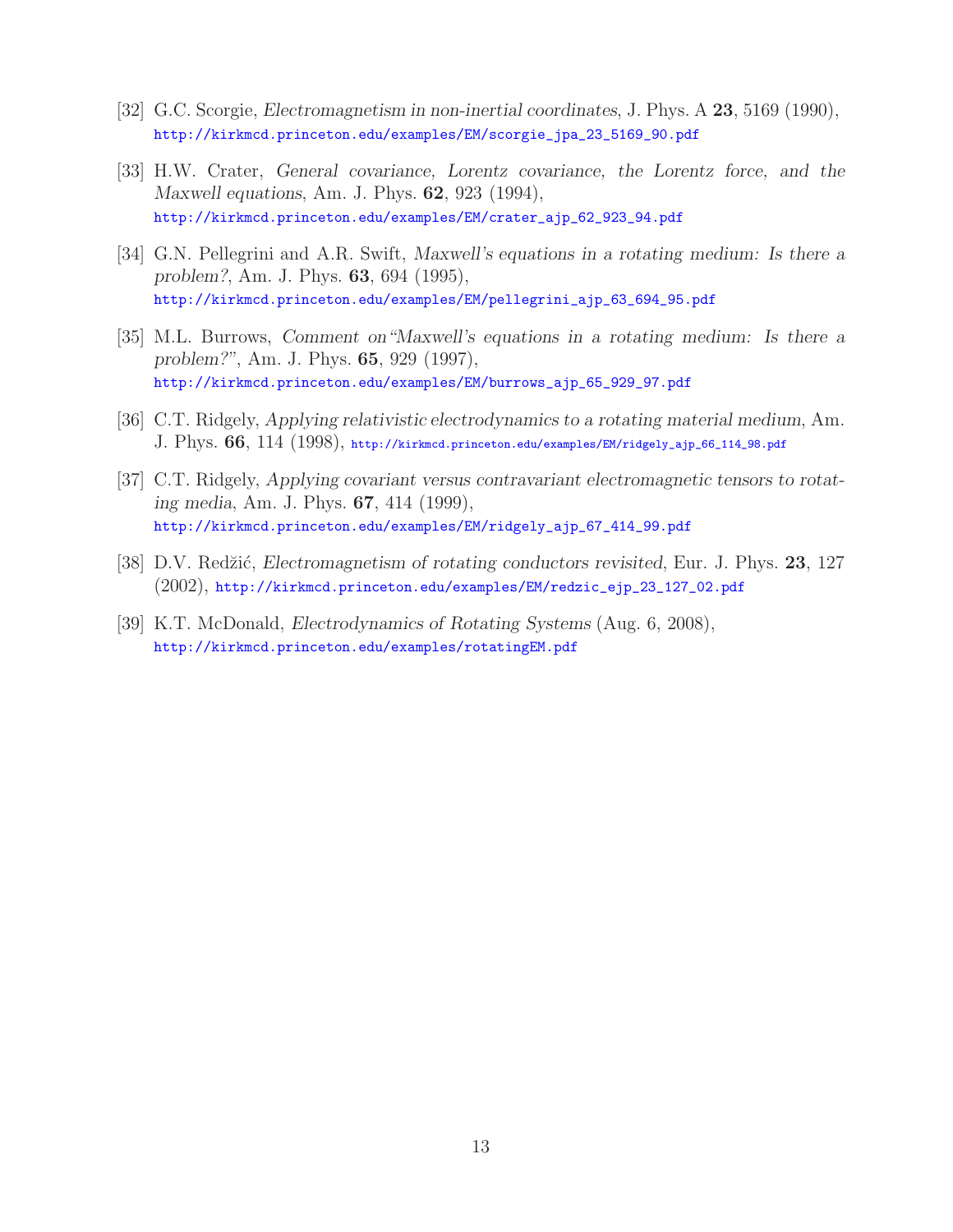[32] G.C. Scorgie, *Electromagnetism in non-inertial coordinates*, J. Phys. A **23**, 5169 (1990), http://kirkmcd.princeton.edu/examples/EM/scorgie_jpa_23_5169_90.pdf

[33] H.W. Crater, *General covariance, Lorentz covariance, the Lorentz force, and the Maxwell equations*, Am. J. Phys. **62**, 923 (1994), http://kirkmcd.princeton.edu/examples/EM/crater_ajp_62_923_94.pdf

[34] G.N. Pellegrini and A.R. Swift, *Maxwell's equations in a rotating medium: Is there a problem?*, Am. J. Phys. **63**, 694 (1995), http://kirkmcd.princeton.edu/examples/EM/pellegrini_ajp_63_694_95.pdf

[35] M.L. Burrows, *Comment on "Maxwell's equations in a rotating medium: Is there a problem?"*, Am. J. Phys. **65**, 929 (1997), http://kirkmcd.princeton.edu/examples/EM/burrows_ajp_65_929_97.pdf

[36] C.T. Ridgely, *Applying relativistic electrodynamics to a rotating material medium*, Am. J. Phys. **66**, 114 (1998), http://kirkmcd.princeton.edu/examples/EM/ridgely_ajp_66_114_98.pdf

[37] C.T. Ridgely, *Applying covariant versus contravariant electromagnetic tensors to rotating media*, Am. J. Phys. **67**, 414 (1999), http://kirkmcd.princeton.edu/examples/EM/ridgely_ajp_67_414_99.pdf

[38] D.V. Redžić, *Electromagnetism of rotating conductors revisited*, Eur. J. Phys. **23**, 127 (2002), http://kirkmcd.princeton.edu/examples/EM/redzic_ejp_23_127_02.pdf

[39] K.T. McDonald, *Electrodynamics of Rotating Systems* (Aug. 6, 2008), http://kirkmcd.princeton.edu/examples/rotatingEM.pdf